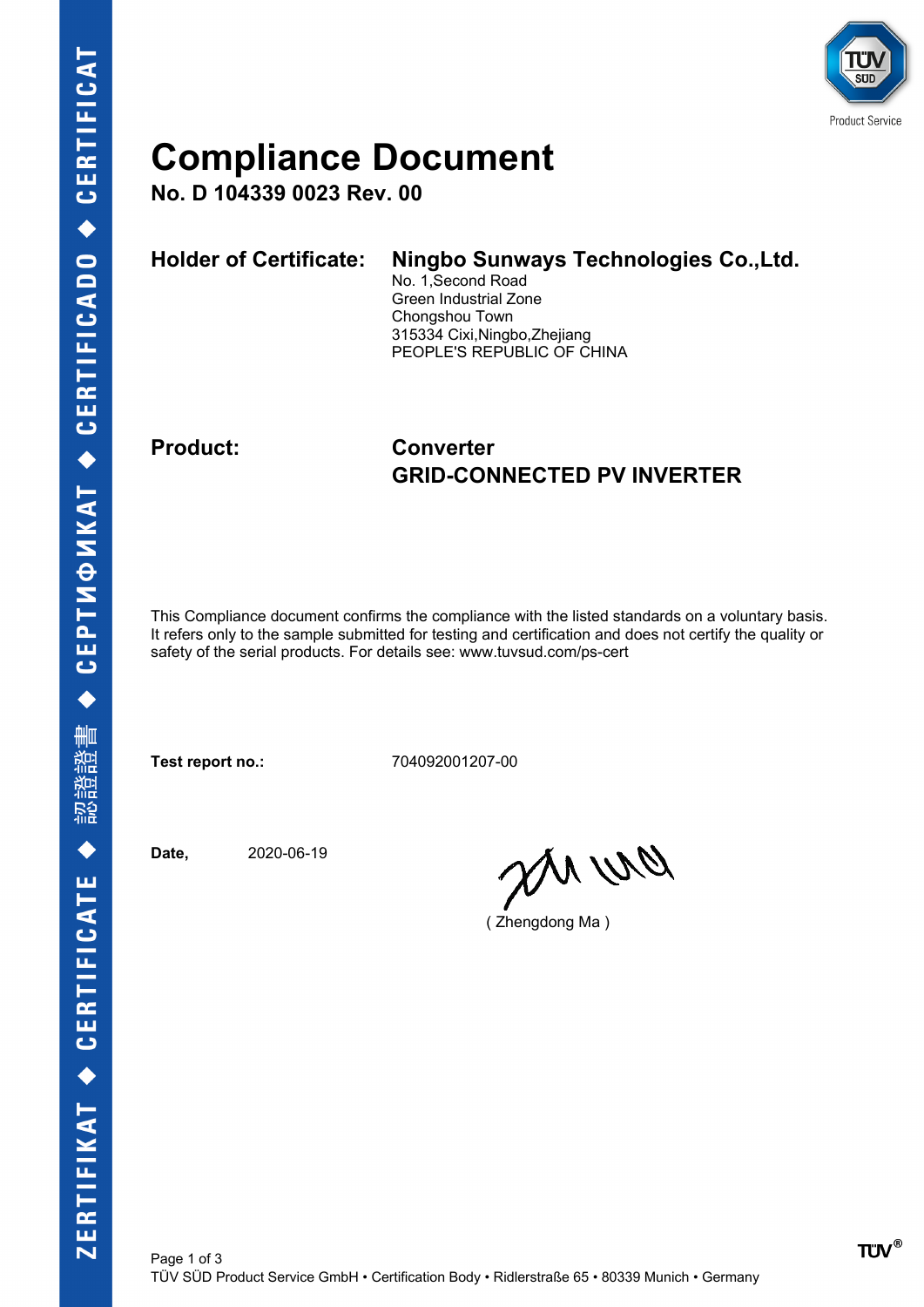# Compliance Document

**No. D 104339 0023 Rev. 00**

**Holder of Certificate:** **Ningbo Sunways Technologies Co.,Ltd.**
No. 1,Second Road
Green Industrial Zone
Chongshou Town
315334 Cixi,Ningbo,Zhejiang
PEOPLE'S REPUBLIC OF CHINA

**Product:** **Converter**
**GRID-CONNECTED PV INVERTER**

This Compliance document confirms the compliance with the listed standards on a voluntary basis. It refers only to the sample submitted for testing and certification and does not certify the quality or safety of the serial products. For details see: www.tuvsud.com/ps-cert

**Test report no.:** 704092001207-00

**Date,** 2020-06-19

( Zhengdong Ma )

TÜV SÜD Product Service GmbH • Certification Body • Ridlerstraße 65 • 80339 Munich • Germany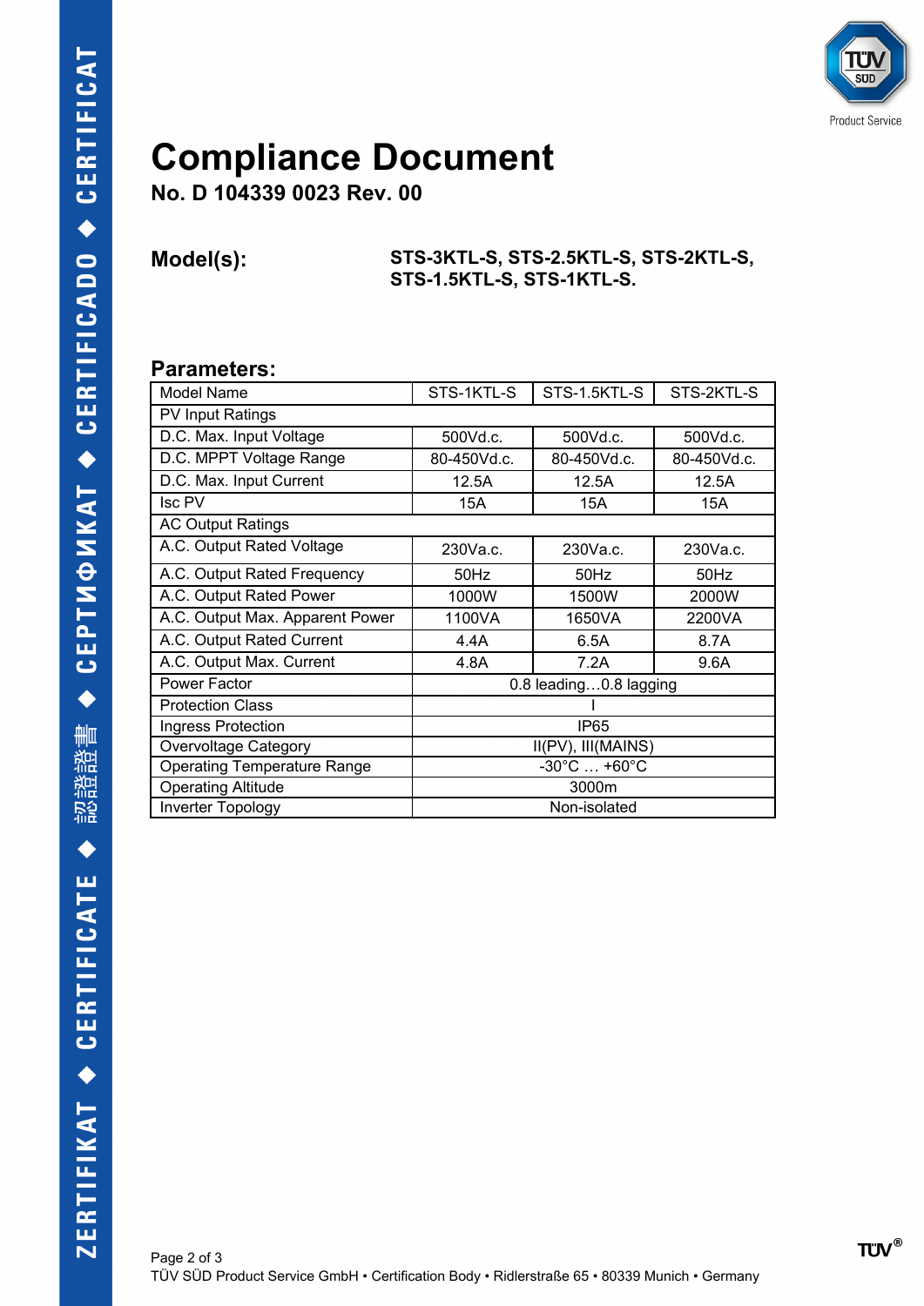# Compliance Document

**No. D 104339 0023 Rev. 00**

**Model(s):** **STS-3KTL-S, STS-2.5KTL-S, STS-2KTL-S, STS-1.5KTL-S, STS-1KTL-S.**

## Parameters:

| Model Name | STS-1KTL-S | STS-1.5KTL-S | STS-2KTL-S |
|---|---|---|---|
| PV Input Ratings | | | |
| D.C. Max. Input Voltage | 500Vd.c. | 500Vd.c. | 500Vd.c. |
| D.C. MPPT Voltage Range | 80-450Vd.c. | 80-450Vd.c. | 80-450Vd.c. |
| D.C. Max. Input Current | 12.5A | 12.5A | 12.5A |
| Isc PV | 15A | 15A | 15A |
| AC Output Ratings | | | |
| A.C. Output Rated Voltage | 230Va.c. | 230Va.c. | 230Va.c. |
| A.C. Output Rated Frequency | 50Hz | 50Hz | 50Hz |
| A.C. Output Rated Power | 1000W | 1500W | 2000W |
| A.C. Output Max. Apparent Power | 1100VA | 1650VA | 2200VA |
| A.C. Output Rated Current | 4.4A | 6.5A | 8.7A |
| A.C. Output Max. Current | 4.8A | 7.2A | 9.6A |
| Power Factor | 0.8 leading…0.8 lagging | | |
| Protection Class | I | | |
| Ingress Protection | IP65 | | |
| Overvoltage Category | II(PV), III(MAINS) | | |
| Operating Temperature Range | -30°C … +60°C | | |
| Operating Altitude | 3000m | | |
| Inverter Topology | Non-isolated | | |

TÜV SÜD Product Service GmbH • Certification Body • Ridlerstraße 65 • 80339 Munich • Germany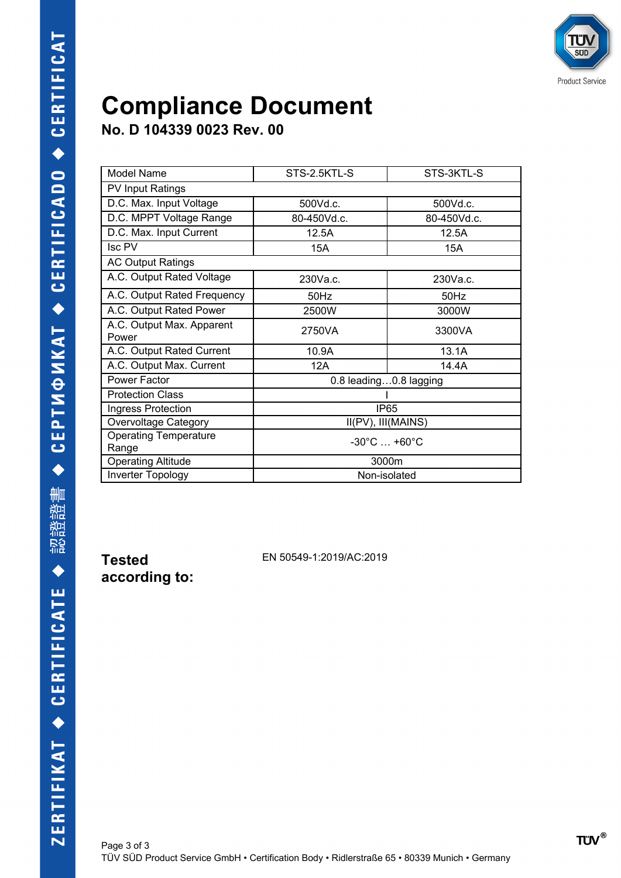# Compliance Document

**No. D 104339 0023 Rev. 00**

| Model Name | STS-2.5KTL-S | STS-3KTL-S |
|---|---|---|
| PV Input Ratings | | |
| D.C. Max. Input Voltage | 500Vd.c. | 500Vd.c. |
| D.C. MPPT Voltage Range | 80-450Vd.c. | 80-450Vd.c. |
| D.C. Max. Input Current | 12.5A | 12.5A |
| Isc PV | 15A | 15A |
| AC Output Ratings | | |
| A.C. Output Rated Voltage | 230Va.c. | 230Va.c. |
| A.C. Output Rated Frequency | 50Hz | 50Hz |
| A.C. Output Rated Power | 2500W | 3000W |
| A.C. Output Max. Apparent Power | 2750VA | 3300VA |
| A.C. Output Rated Current | 10.9A | 13.1A |
| A.C. Output Max. Current | 12A | 14.4A |
| Power Factor | 0.8 leading…0.8 lagging | |
| Protection Class | I | |
| Ingress Protection | IP65 | |
| Overvoltage Category | II(PV), III(MAINS) | |
| Operating Temperature Range | -30°C … +60°C | |
| Operating Altitude | 3000m | |
| Inverter Topology | Non-isolated | |

**Tested according to:** EN 50549-1:2019/AC:2019

TÜV SÜD Product Service GmbH • Certification Body • Ridlerstraße 65 • 80339 Munich • Germany